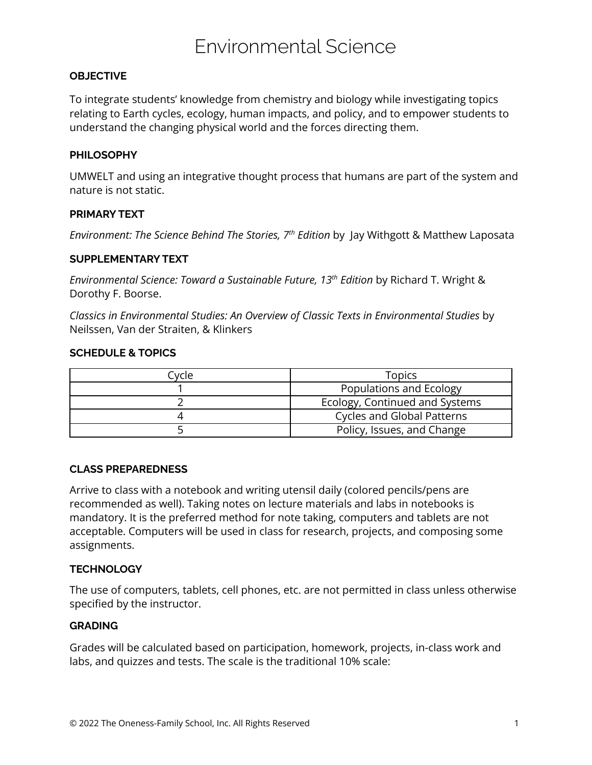# Environmental Science

### OBJECTIVE

To integrate students' knowledge from chemistry and biology while investigating topics relating to Earth cycles, ecology, human impacts, and policy, and to empower students to understand the changing physical world and the forces directing them.

### PHILOSOPHY

UMWELT and using an integrative thought process that humans are part of the system and nature is not static.

### PRIMARY TEXT

*Environment: The Science Behind The Stories, 7th Edition* by Jay Withgott & Matthew Laposata

### SUPPLEMENTARY TEXT

*Environmental Science: Toward a Sustainable Future, 13th Edition* by Richard T. Wright & Dorothy F. Boorse.

*Classics in Environmental Studies: An Overview of Classic Texts in Environmental Studies* by Neilssen, Van der Straiten, & Klinkers

### SCHEDULE & TOPICS

| Cycle | Topics |
| --- | --- |
| 1 | Populations and Ecology |
| 2 | Ecology, Continued and Systems |
| 4 | Cycles and Global Patterns |
| 5 | Policy, Issues, and Change |

### CLASS PREPAREDNESS

Arrive to class with a notebook and writing utensil daily (colored pencils/pens are recommended as well). Taking notes on lecture materials and labs in notebooks is mandatory. It is the preferred method for note taking, computers and tablets are not acceptable. Computers will be used in class for research, projects, and composing some assignments.

### TECHNOLOGY

The use of computers, tablets, cell phones, etc. are not permitted in class unless otherwise specified by the instructor.

### GRADING

Grades will be calculated based on participation, homework, projects, in-class work and labs, and quizzes and tests. The scale is the traditional 10% scale: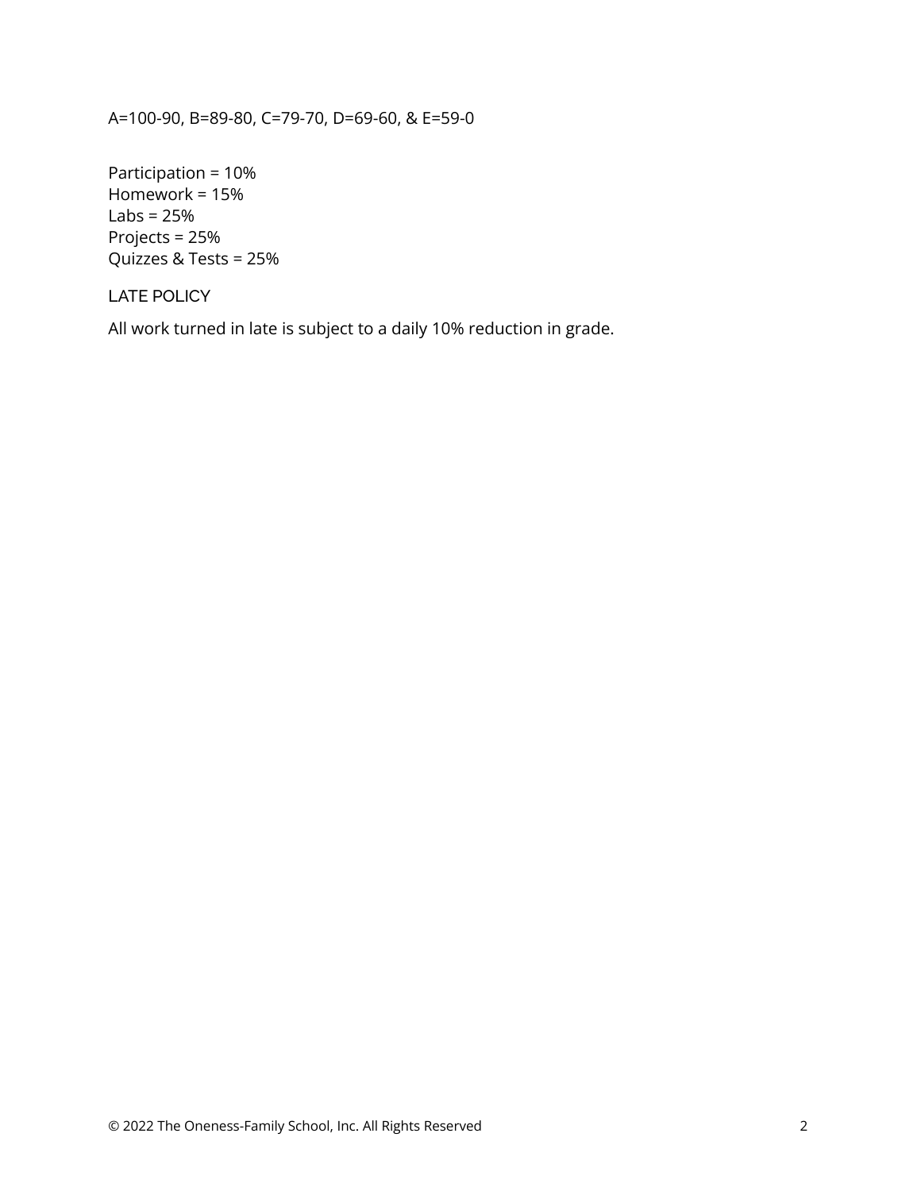A=100-90, B=89-80, C=79-70, D=69-60, & E=59-0

Participation = 10%
Homework = 15%
Labs = 25%
Projects = 25%
Quizzes & Tests = 25%

### LATE POLICY

All work turned in late is subject to a daily 10% reduction in grade.